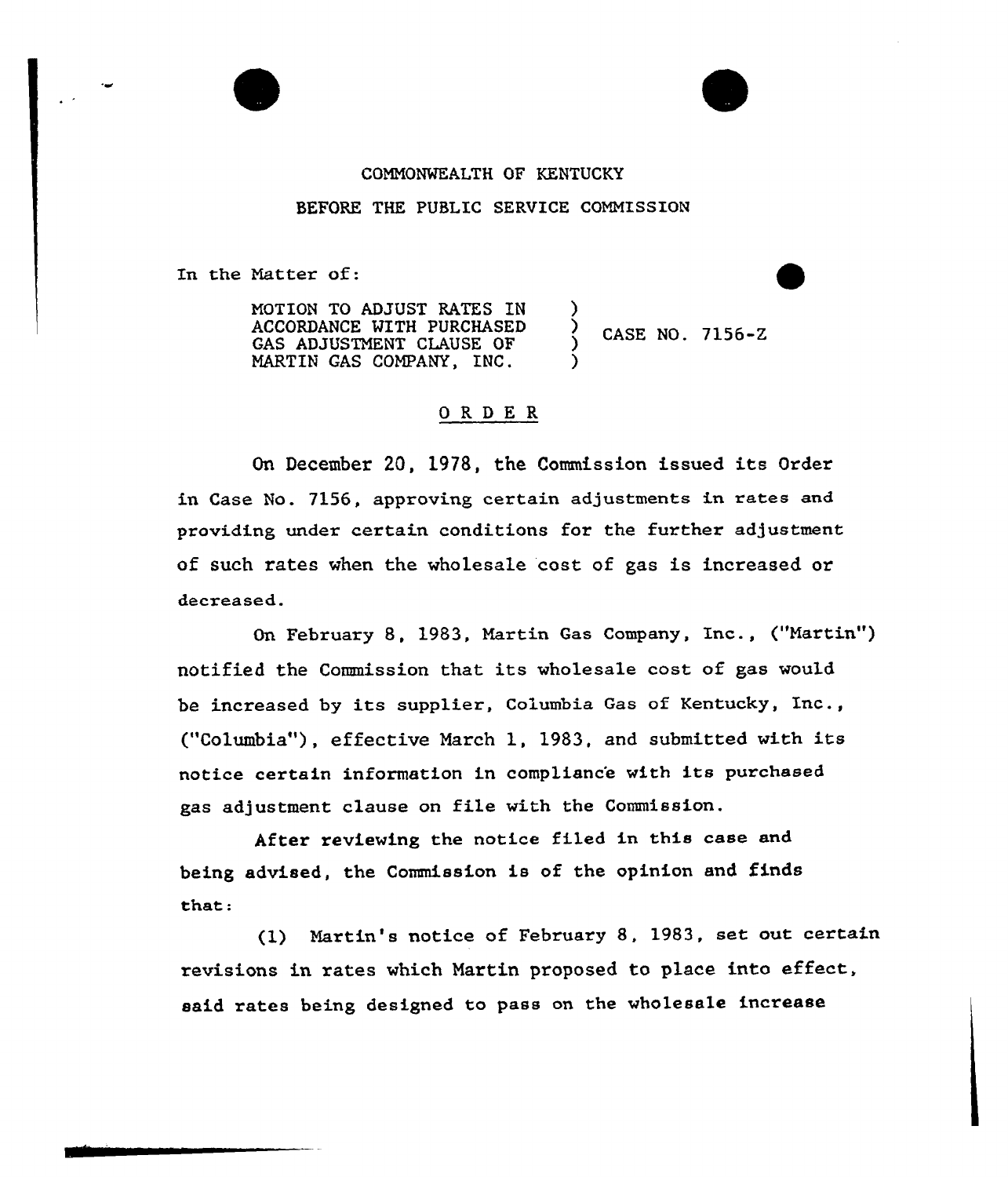COMMONWEALTH OF KENTUCKY

BEFORE THE PUBLIC SERVICE COMMISSION

In the Matter of:

| | | |
|---|---|---|
| MOTION TO ADJUST RATES IN ACCORDANCE WITH PURCHASED GAS ADJUSTMENT CLAUSE OF MARTIN GAS COMPANY, INC. | ) ) ) ) | CASE NO. 7156-Z |

O R D E R

On December 20, 1978, the Commission issued its Order in Case No. 7156, approving certain adjustments in rates and providing under certain conditions for the further adjustment of such rates when the wholesale cost of gas is increased or decreased.

On February 8, 1983, Martin Gas Company, Inc., ("Martin") notified the Commission that its wholesale cost of gas would be increased by its supplier, Columbia Gas of Kentucky, Inc., ("Columbia"), effective March 1, 1983, and submitted with its notice certain information in compliance with its purchased gas adjustment clause on file with the Commission.

After reviewing the notice filed in this case and being advised, the Commission is of the opinion and finds that:

(1) Martin's notice of February 8, 1983, set out certain revisions in rates which Martin proposed to place into effect, said rates being designed to pass on the wholesale increase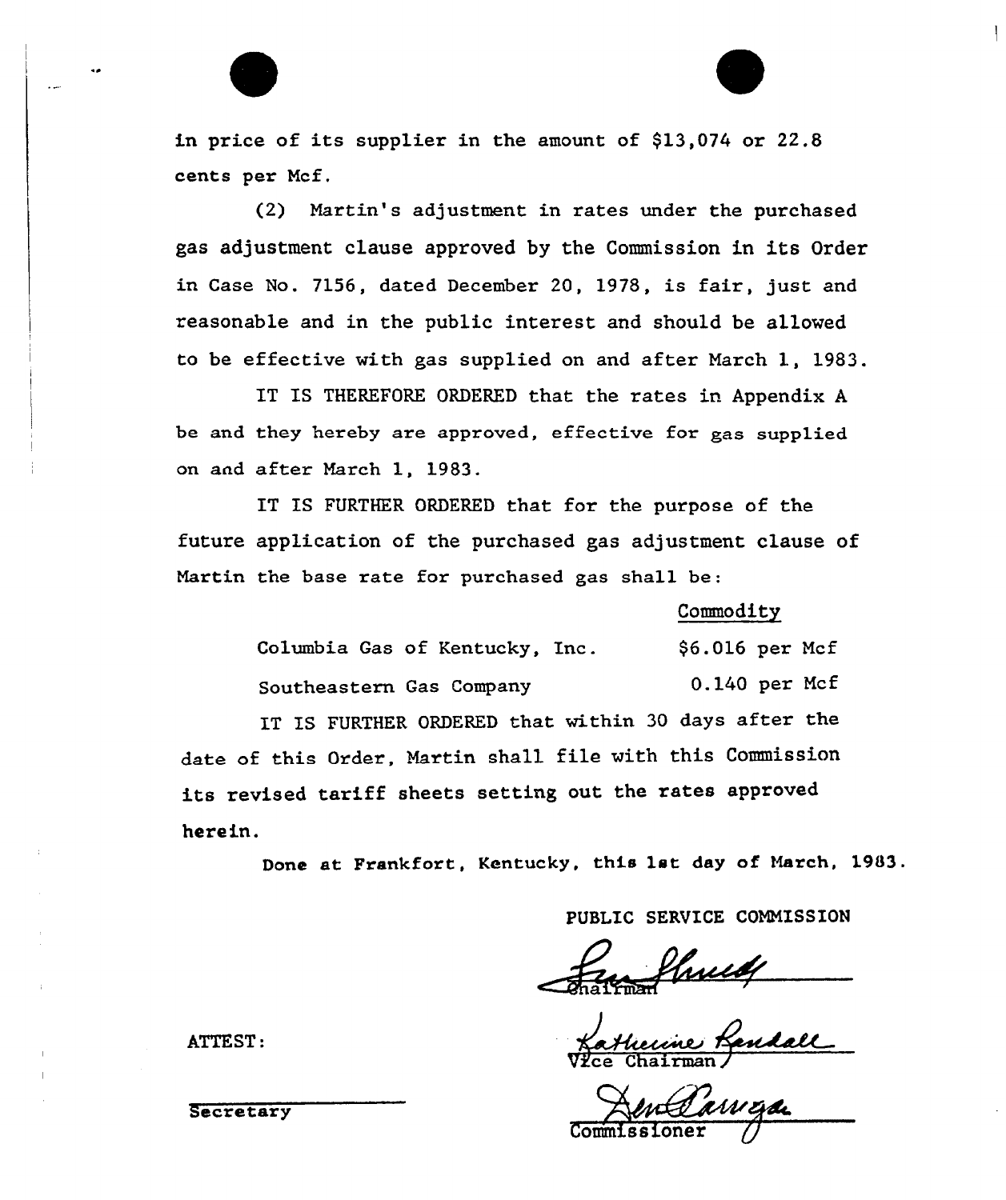in price of its supplier in the amount of $13,074 or 22.8 cents per Mcf.

(2) Martin's adjustment in rates under the purchased gas adjustment clause approved by the Commission in its Order in Case No. 7156, dated December 20, 1978, is fair, just and reasonable and in the public interest and should be allowed to be effective with gas supplied on and after March 1, 1983.

IT IS THEREFORE ORDERED that the rates in Appendix A be and they hereby are approved, effective for gas supplied on and after March 1, 1983.

IT IS FURTHER ORDERED that for the purpose of the future application of the purchased gas adjustment clause of Martin the base rate for purchased gas shall be:

| | Commodity |
|---|---|
| Columbia Gas of Kentucky, Inc. | $6.016 per Mcf |
| Southeastern Gas Company | 0.140 per Mcf |

IT IS FURTHER ORDERED that within 30 days after the date of this Order, Martin shall file with this Commission its revised tariff sheets setting out the rates approved herein.

Done at Frankfort, Kentucky, this 1st day of March, 1983.

PUBLIC SERVICE COMMISSION

Chairman

Vice Chairman

Commissioner

ATTEST:

Secretary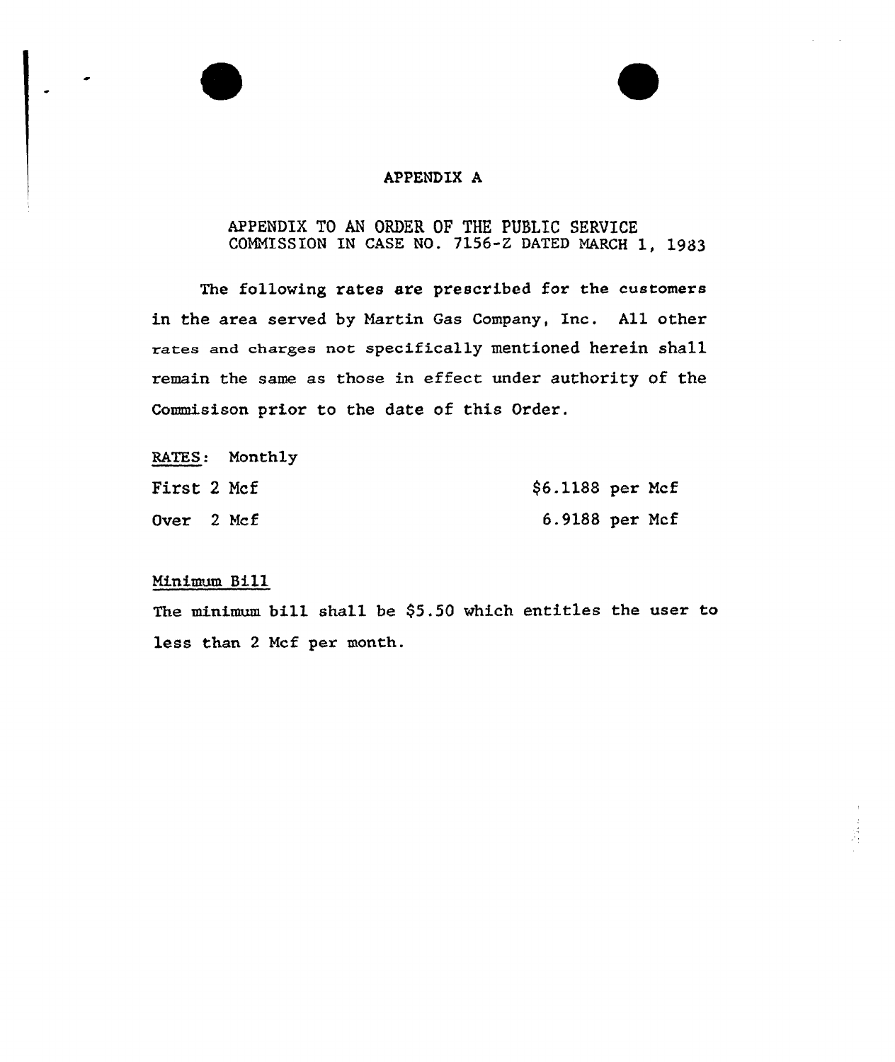# APPENDIX A

APPENDIX TO AN ORDER OF THE PUBLIC SERVICE COMMISSION IN CASE NO. 7156-Z DATED MARCH 1, 1983

The following rates are prescribed for the customers in the area served by Martin Gas Company, Inc. All other rates and charges not specifically mentioned herein shall remain the same as those in effect under authority of the Commisison prior to the date of this Order.

RATES: Monthly

| | |
|---|---|
| First 2 Mcf | $6.1188 per Mcf |
| Over 2 Mcf | 6.9188 per Mcf |

Minimum Bill

The minimum bill shall be $5.50 which entitles the user to less than 2 Mcf per month.